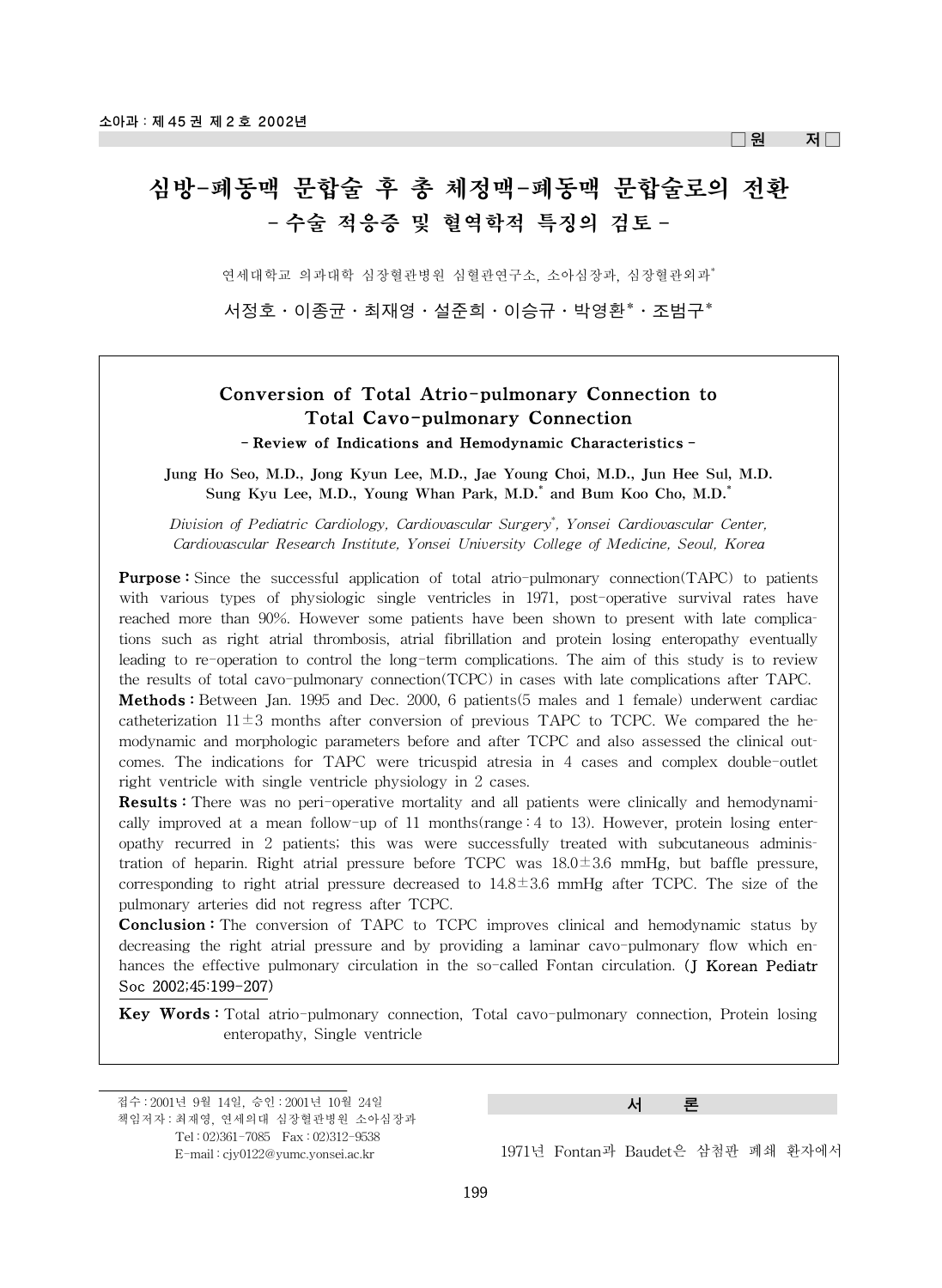□원 저□

# 심방-폐동맥 문합술 후 총 체정맥-폐동맥 문합술로의 전환
## - 수술 적응증 및 혈역학적 특징의 검토 -

연세대학교 의과대학 심장혈관병원 심혈관연구소, 소아심장과, 심장혈관외과*

서정호 · 이종균 · 최재영 · 설준희 · 이승규 · 박영환* · 조범구*

## Conversion of Total Atrio-pulmonary Connection to Total Cavo-pulmonary Connection
### - Review of Indications and Hemodynamic Characteristics -

**Jung Ho Seo, M.D., Jong Kyun Lee, M.D., Jae Young Choi, M.D., Jun Hee Sul, M.D. Sung Kyu Lee, M.D., Young Whan Park, M.D.* and Bum Koo Cho, M.D.***

*Division of Pediatric Cardiology, Cardiovascular Surgery*, Yonsei Cardiovascular Center, Cardiovascular Research Institute, Yonsei University College of Medicine, Seoul, Korea*

**Purpose :** Since the successful application of total atrio-pulmonary connection(TAPC) to patients with various types of physiologic single ventricles in 1971, post-operative survival rates have reached more than 90%. However some patients have been shown to present with late complications such as right atrial thrombosis, atrial fibrillation and protein losing enteropathy eventually leading to re-operation to control the long-term complications. The aim of this study is to review the results of total cavo-pulmonary connection(TCPC) in cases with late complications after TAPC.

**Methods :** Between Jan. 1995 and Dec. 2000, 6 patients(5 males and 1 female) underwent cardiac catheterization 11±3 months after conversion of previous TAPC to TCPC. We compared the hemodynamic and morphologic parameters before and after TCPC and also assessed the clinical outcomes. The indications for TAPC were tricuspid atresia in 4 cases and complex double-outlet right ventricle with single ventricle physiology in 2 cases.

**Results :** There was no peri-operative mortality and all patients were clinically and hemodynamically improved at a mean follow-up of 11 months(range : 4 to 13). However, protein losing enteropathy recurred in 2 patients; this was were successfully treated with subcutaneous administration of heparin. Right atrial pressure before TCPC was 18.0±3.6 mmHg, but baffle pressure, corresponding to right atrial pressure decreased to 14.8±3.6 mmHg after TCPC. The size of the pulmonary arteries did not regress after TCPC.

**Conclusion :** The conversion of TAPC to TCPC improves clinical and hemodynamic status by decreasing the right atrial pressure and by providing a laminar cavo-pulmonary flow which enhances the effective pulmonary circulation in the so-called Fontan circulation. (J Korean Pediatr Soc 2002;45:199-207)

**Key Words :** Total atrio-pulmonary connection, Total cavo-pulmonary connection, Protein losing enteropathy, Single ventricle

접수 : 2001년 9월 14일, 승인 : 2001년 10월 24일
책임저자 : 최재영, 연세의대 심장혈관병원 소아심장과
Tel : 02)361-7085 Fax : 02)312-9538
E-mail : cjy0122@yumc.yonsei.ac.kr

## 서 론

1971년 Fontan과 Baudet은 삼첨판 폐쇄 환자에서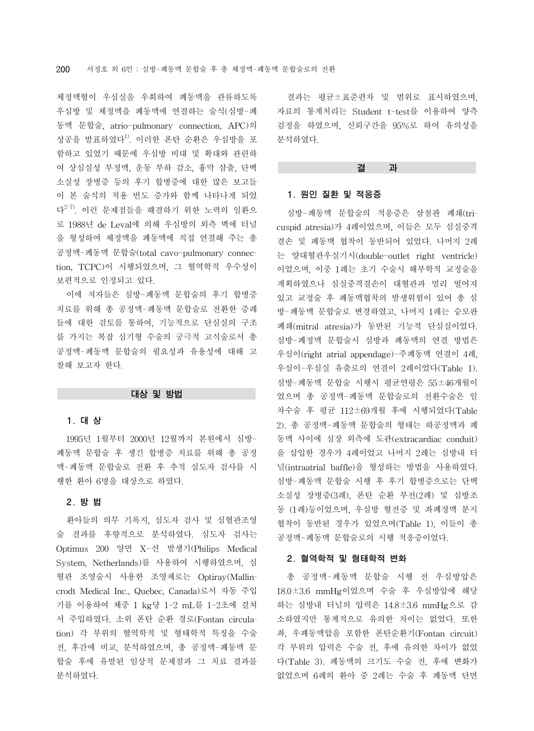체정맥혈이 우심실을 우회하여 폐동맥을 관류하도록 우심방 및 체정맥을 폐동맥에 연결하는 술식(심방-폐동맥 문합술, atrio-pulmonary connection, APC)의 성공을 발표하였다[1]. 이러한 폰탄 순환은 우심방을 포함하고 있었기 때문에 우심방 비대 및 확대와 관련하여 상심실성 부정맥, 운동 부하 감소, 흉막 삼출, 단백 소실성 장병증 등의 후기 합병증에 대한 많은 보고들이 본 술식의 적용 빈도 증가와 함께 나타나게 되었다[2-7]. 이런 문제점들을 해결하기 위한 노력의 일환으로 1988년 de Leval에 의해 우심방의 외측 벽에 터널을 형성하여 체정맥을 폐동맥에 직접 연결해 주는 총 공정맥-폐동맥 문합술(total cavo-pulmonary connection, TCPC)이 시행되었으며, 그 혈역학적 우수성이 보편적으로 인정되고 있다.

이에 저자들은 심방-폐동맥 문합술의 후기 합병증 치료를 위해 총 공정맥-폐동맥 문합술로 전환한 증례들에 대한 검토를 통하여, 기능적으로 단심실의 구조를 가지는 복잡 심기형 수술의 궁극적 고식술로서 총 공정맥-폐동맥 문합술의 필요성과 유용성에 대해 고찰해 보고자 한다.

## 대상 및 방법

### 1. 대 상

1995년 1월부터 2000년 12월까지 본원에서 심방-폐동맥 문합술 후 생긴 합병증 치료를 위해 총 공정맥-폐동맥 문합술로 전환 후 추적 심도자 검사를 시행한 환아 6명을 대상으로 하였다.

### 2. 방 법

환아들의 의무 기록지, 심도자 검사 및 심혈관조영술 결과를 후향적으로 분석하였다. 심도자 검사는 Optimus 200 양면 X-선 발생기(Philips Medical System, Netherlands)를 사용하여 시행하였으며, 심혈관 조영술시 사용한 조영제로는 Optiray(Mallincrodt Medical Inc., Quebec, Canada)로서 자동 주입기를 이용하여 체중 1 kg당 1-2 mL를 1-2초에 걸쳐서 주입하였다. 소위 폰탄 순환 경로(Fontan circulation) 각 부위의 혈역학적 및 형태학적 특징을 수술 전, 후간에 비교, 분석하였으며, 총 공정맥-폐동맥 문합술 후에 유발된 임상적 문제점과 그 치료 결과를 분석하였다.

결과는 평균±표준편차 및 범위로 표시하였으며, 자료의 통계처리는 Student t-test를 이용하여 양측 검정을 하였으며, 신뢰구간을 95%로 하여 유의성을 분석하였다.

## 결 과

### 1. 원인 질환 및 적응증

심방-폐동맥 문합술의 적응증은 삼첨판 폐쇄(tricuspid atresia)가 4례이었으며, 이들은 모두 심실중격결손 및 폐동맥 협착이 동반되어 있었다. 나머지 2례는 양대혈관우실기시(double-outlet right ventricle)이었으며, 이중 1례는 초기 수술시 해부학적 교정술을 계획하였으나 심실중격결손이 대혈관과 멀리 떨어져 있고 교정술 후 폐동맥협착의 발생위험이 있어 총 심방-폐동맥 문합술로 변경하였고, 나머지 1례는 승모판 폐쇄(mitral atresia)가 동반된 기능적 단심실이었다. 심방-폐정맥 문합술시 심방과 폐동맥의 연결 방법은 우심이(right atrial appendage)-주폐동맥 연결이 4례, 우심이-우심실 유출로의 연결이 2례이었다(Table 1). 심방-폐동맥 문합술 시행시 평균연령은 55±46개월이었으며 총 공정맥-폐동맥 문합술로의 전환수술은 일차수술 후 평균 112±69개월 후에 시행되었다(Table 2). 총 공정맥-폐동맥 문합술의 형태는 하공정맥과 폐동맥 사이에 심장 외측에 도관(extracardiac conduit)을 삽입한 경우가 4례이었고 나머지 2례는 심방내 터널(intraatrial baffle)을 형성하는 방법을 사용하였다. 심방-폐동맥 문합술 시행 후 후기 합병증으로는 단백소실성 장병증(3례), 폰탄 순환 부전(2례) 및 심방조동 (1례)등이었으며, 우심방 혈전증 및 좌폐정맥 분지 협착이 동반된 경우가 있었으며(Table 1), 이들이 총 공정맥-폐동맥 문합술로의 시행 적응증이었다.

### 2. 혈역학적 및 형태학적 변화

총 공정맥-폐동맥 문합술 시행 전 우심방압은 18.0±3.6 mmHg이었으며 수술 후 우심방압에 해당하는 심방내 터널의 압력은 14.8±3.6 mmHg으로 감소하였지만 통계적으로 유의한 차이는 없었다. 또한 좌, 우폐동맥압을 포함한 폰탄순환기(Fontan circuit) 각 부위의 압력은 수술 전, 후에 유의한 차이가 없었다(Table 3). 폐동맥의 크기도 수술 전, 후에 변화가 없었으며 6례의 환아 중 2례는 수술 후 폐동맥 단면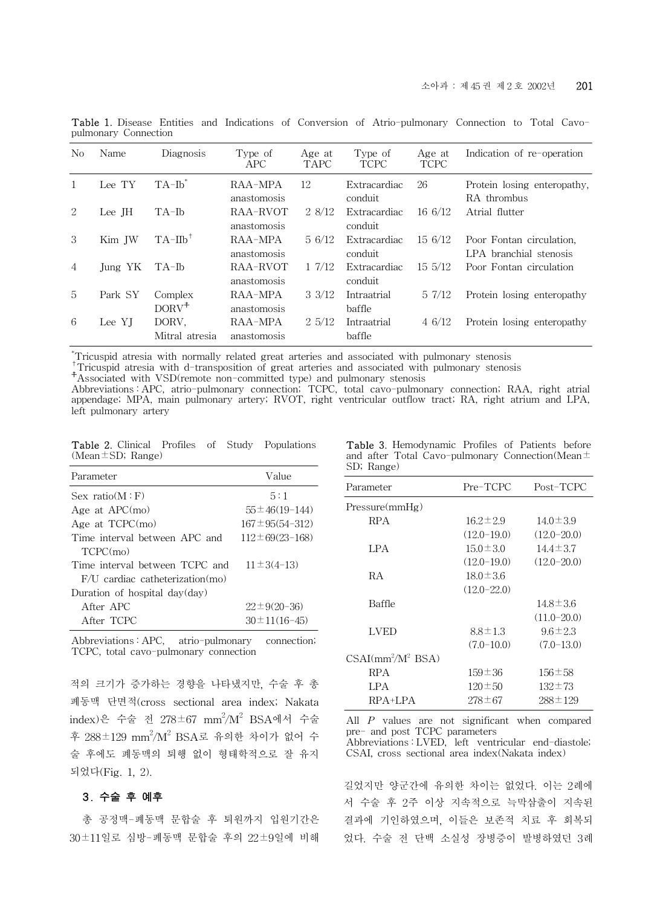**Table 1.** Disease Entities and Indications of Conversion of Atrio-pulmonary Connection to Total Cavo-pulmonary Connection

| No | Name | Diagnosis | Type of APC | Age at TAPC | Type of TCPC | Age at TCPC | Indication of re-operation |
|---|---|---|---|---|---|---|---|
| 1 | Lee TY | TA-Ib* | RAA-MPA anastomosis | 12 | Extracardiac conduit | 26 | Protein losing enteropathy, RA thrombus |
| 2 | Lee JH | TA-Ib | RAA-RVOT anastomosis | 2 8/12 | Extracardiac conduit | 16 6/12 | Atrial flutter |
| 3 | Kim JW | TA-IIb† | RAA-MPA anastomosis | 5 6/12 | Extracardiac conduit | 15 6/12 | Poor Fontan circulation, LPA branchial stenosis |
| 4 | Jung YK | TA-Ib | RAA-RVOT anastomosis | 1 7/12 | Extracardiac conduit | 15 5/12 | Poor Fontan circulation |
| 5 | Park SY | Complex DORV‡ | RAA-MPA anastomosis | 3 3/12 | Intraatrial baffle | 5 7/12 | Protein losing enteropathy |
| 6 | Lee YJ | DORV, Mitral atresia | RAA-MPA anastomosis | 2 5/12 | Intraatrial baffle | 4 6/12 | Protein losing enteropathy |

*Tricuspid atresia with normally related great arteries and associated with pulmonary stenosis
†Tricuspid atresia with d-transposition of great arteries and associated with pulmonary stenosis
‡Associated with VSD(remote non-committed type) and pulmonary stenosis
Abbreviations : APC, atrio-pulmonary connection; TCPC, total cavo-pulmonary connection; RAA, right atrial appendage; MPA, main pulmonary artery; RVOT, right ventricular outflow tract; RA, right atrium and LPA, left pulmonary artery

**Table 2.** Clinical Profiles of Study Populations (Mean±SD; Range)

| Parameter | Value |
|---|---|
| Sex ratio(M : F) | 5 : 1 |
| Age at APC(mo) | 55±46(19-144) |
| Age at TCPC(mo) | 167±95(54-312) |
| Time interval between APC and TCPC(mo) | 112±69(23-168) |
| Time interval between TCPC and F/U cardiac catheterization(mo) | 11±3(4-13) |
| Duration of hospital day(day) | |
| After APC | 22±9(20-36) |
| After TCPC | 30±11(16-45) |

Abbreviations : APC, atrio-pulmonary connection; TCPC, total cavo-pulmonary connection

적의 크기가 증가하는 경향을 나타냈지만, 수술 후 총 폐동맥 단면적(cross sectional area index; Nakata index)은 수술 전 278±67 mm$^2$/M$^2$ BSA에서 수술 후 288±129 mm$^2$/M$^2$ BSA로 유의한 차이가 없어 수술 후에도 폐동맥의 퇴행 없이 형태학적으로 잘 유지되었다(Fig. 1, 2).

### 3. 수술 후 예후

총 공정맥-폐동맥 문합술 후 퇴원까지 입원기간은 30±11일로 심방-폐동맥 문합술 후의 22±9일에 비해

**Table 3.** Hemodynamic Profiles of Patients before and after Total Cavo-pulmonary Connection(Mean±SD; Range)

| Parameter | Pre-TCPC | Post-TCPC |
|---|---|---|
| Pressure(mmHg) | | |
| RPA | 16.2±2.9 (12.0-19.0) | 14.0±3.9 (12.0-20.0) |
| LPA | 15.0±3.0 (12.0-19.0) | 14.4±3.7 (12.0-20.0) |
| RA | 18.0±3.6 (12.0-22.0) | |
| Baffle | | 14.8±3.6 (11.0-20.0) |
| LVED | 8.8±1.3 (7.0-10.0) | 9.6±2.3 (7.0-13.0) |
| CSAI(mm$^2$/M$^2$ BSA) | | |
| RPA | 159±36 | 156±58 |
| LPA | 120±50 | 132±73 |
| RPA+LPA | 278±67 | 288±129 |

All $P$ values are not significant when compared pre- and post TCPC parameters
Abbreviations : LVED, left ventricular end-diastole; CSAI, cross sectional area index(Nakata index)

길었지만 양군간에 유의한 차이는 없었다. 이는 2례에서 수술 후 2주 이상 지속적으로 늑막삼출이 지속된 결과에 기인하였으며, 이들은 보존적 치료 후 회복되었다. 수술 전 단백 소실성 장병증이 발병하였던 3례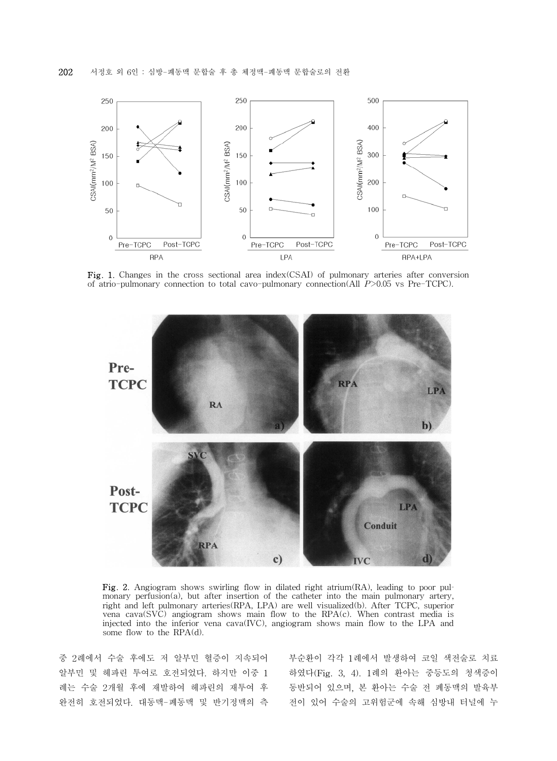**Fig. 1.** Changes in the cross sectional area index(CSAI) of pulmonary arteries after conversion of atrio-pulmonary connection to total cavo-pulmonary connection(All $P$>0.05 vs Pre-TCPC).

**Fig. 2.** Angiogram shows swirling flow in dilated right atrium(RA), leading to poor pulmonary perfusion(a), but after insertion of the catheter into the main pulmonary artery, right and left pulmonary arteries(RPA, LPA) are well visualized(b). After TCPC, superior vena cava(SVC) angiogram shows main flow to the RPA(c). When contrast media is injected into the inferior vena cava(IVC), angiogram shows main flow to the LPA and some flow to the RPA(d).

중 2례에서 수술 후에도 저 알부민 혈증이 지속되어 알부민 및 헤파린 투여로 호전되었다. 하지만 이중 1례는 수술 2개월 후에 재발하여 헤파린의 재투여 후 완전히 호전되었다. 대동맥-폐동맥 및 반기정맥의 측부순환이 각각 1례에서 발생하여 코일 색전술로 치료하였다(Fig. 3, 4). 1례의 환아는 중등도의 청색증이 동반되어 있으며, 본 환아는 수술 전 폐동맥의 발육부전이 있어 수술의 고위험군에 속해 심방내 터널에 누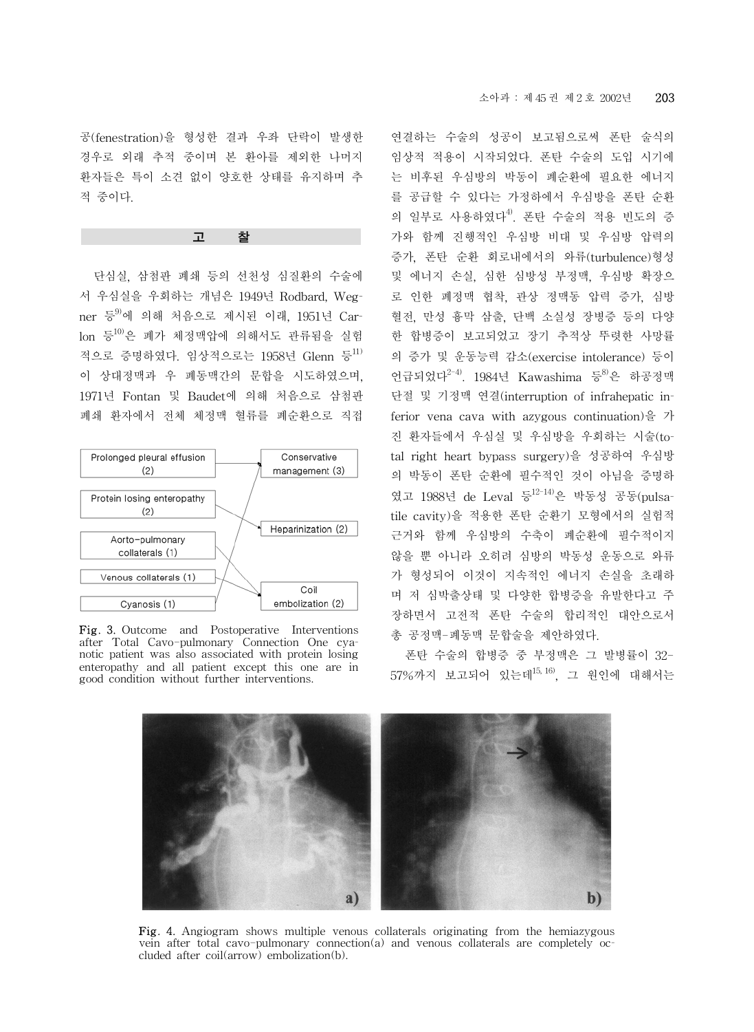공(fenestration)을 형성한 결과 우좌 단락이 발생한 경우로 외래 추적 중이며 본 환아를 제외한 나머지 환자들은 특이 소견 없이 양호한 상태를 유지하며 추적 중이다.

## 고 찰

단심실, 삼첨판 폐쇄 등의 선천성 심질환의 수술에서 우심실을 우회하는 개념은 1949년 Rodbard, Wegner 등[9]에 의해 처음으로 제시된 이래, 1951년 Carlon 등[10]은 폐가 체정맥압에 의해서도 관류됨을 실험적으로 증명하였다. 임상적으로는 1958년 Glenn 등[11]이 상대정맥과 우 폐동맥간의 문합을 시도하였으며, 1971년 Fontan 및 Baudet에 의해 처음으로 삼첨판 폐쇄 환자에서 전체 체정맥 혈류를 폐순환으로 직접

| Complication | Intervention |
|---|---|
| Prolonged pleural effusion (2) | Conservative management (3) |
| Protein losing enteropathy (2) | Heparinization (2) |
| Aorto-pulmonary collaterals (1) | Coil embolization (2) |
| Venous collaterals (1) | |
| Cyanosis (1) | |

**Fig. 3.** Outcome and Postoperative Interventions after Total Cavo-pulmonary Connection One cyanotic patient was also associated with protein losing enteropathy and all patient except this one are in good condition without further interventions.

연결하는 수술의 성공이 보고됨으로써 폰탄 술식의 임상적 적용이 시작되었다. 폰탄 수술의 도입 시기에는 비후된 우심방의 박동이 폐순환에 필요한 에너지를 공급할 수 있다는 가정하에서 우심방을 폰탄 순환의 일부로 사용하였다[4]. 폰탄 수술의 적용 빈도의 증가와 함께 진행적인 우심방 비대 및 우심방 압력의 증가, 폰탄 순환 회로내에서의 와류(turbulence)형성 및 에너지 손실, 심한 심방성 부정맥, 우심방 확장으로 인한 폐정맥 협착, 관상 정맥동 압력 증가, 심방 혈전, 만성 흉막 삼출, 단백 소실성 장병증 등의 다양한 합병증이 보고되었고 장기 추적상 뚜렷한 사망률의 증가 및 운동능력 감소(exercise intolerance) 등이 언급되었다[2-4]. 1984년 Kawashima 등[8]은 하공정맥 단절 및 기정맥 연결(interruption of infrahepatic inferior vena cava with azygous continuation)을 가진 환자들에서 우심실 및 우심방을 우회하는 시술(total right heart bypass surgery)을 성공하여 우심방의 박동이 폰탄 순환에 필수적인 것이 아님을 증명하였고 1988년 de Leval 등[12-14]은 박동성 공동(pulsatile cavity)을 적용한 폰탄 순환기 모형에서의 실험적 근거와 함께 우심방의 수축이 폐순환에 필수적이지 않을 뿐 아니라 오히려 심방의 박동성 운동으로 와류가 형성되어 이것이 지속적인 에너지 손실을 초래하며 저 심박출상태 및 다양한 합병증을 유발한다고 주장하면서 고전적 폰탄 수술의 합리적인 대안으로서 총 공정맥-폐동맥 문합술을 제안하였다.

폰탄 수술의 합병증 중 부정맥은 그 발병률이 32-57%까지 보고되어 있는데[15,16], 그 원인에 대해서는

**Fig. 4.** Angiogram shows multiple venous collaterals originating from the hemiazygous vein after total cavo-pulmonary connection(a) and venous collaterals are completely occluded after coil(arrow) embolization(b).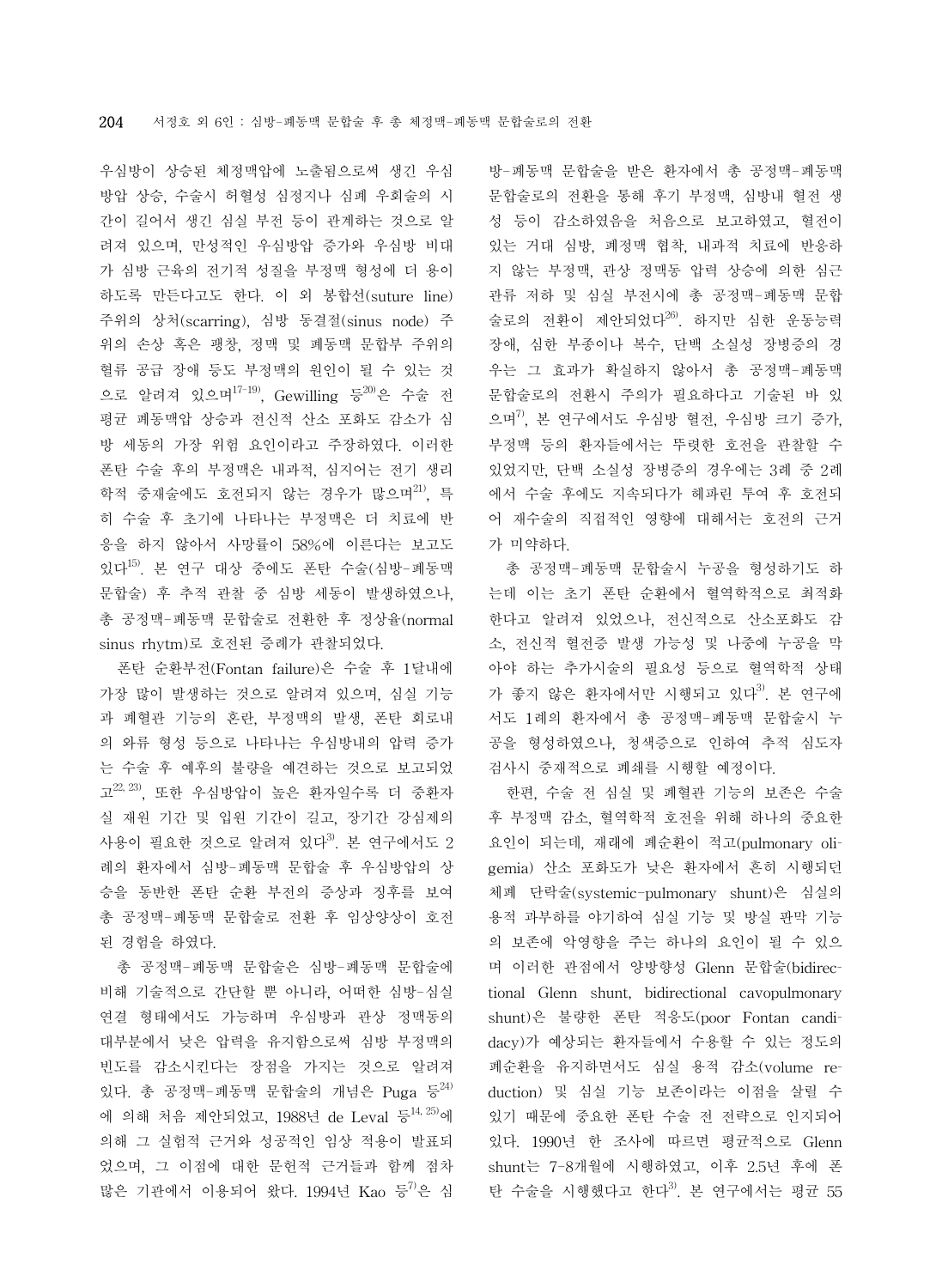우심방이 상승된 체정맥압에 노출됨으로써 생긴 우심방압 상승, 수술시 허혈성 심정지나 심폐 우회술의 시간이 길어서 생긴 심실 부전 등이 관계하는 것으로 알려져 있으며, 만성적인 우심방압 증가와 우심방 비대가 심방 근육의 전기적 성질을 부정맥 형성에 더 용이하도록 만든다고도 한다. 이 외 봉합선(suture line) 주위의 상처(scarring), 심방 동결절(sinus node) 주위의 손상 혹은 팽창, 정맥 및 폐동맥 문합부 주위의 혈류 공급 장애 등도 부정맥의 원인이 될 수 있는 것으로 알려져 있으며[17-19], Gewilling 등[20]은 수술 전 평균 폐동맥압 상승과 전신적 산소 포화도 감소가 심방 세동의 가장 위험 요인이라고 주장하였다. 이러한 폰탄 수술 후의 부정맥은 내과적, 심지어는 전기 생리학적 중재술에도 호전되지 않는 경우가 많으며[21], 특히 수술 후 초기에 나타나는 부정맥은 더 치료에 반응을 하지 않아서 사망률이 58%에 이른다는 보고도 있다[15]. 본 연구 대상 중에도 폰탄 수술(심방-폐동맥 문합술) 후 추적 관찰 중 심방 세동이 발생하였으나, 총 공정맥-폐동맥 문합술로 전환한 후 정상율(normal sinus rhytm)로 호전된 증례가 관찰되었다.

폰탄 순환부전(Fontan failure)은 수술 후 1달내에 가장 많이 발생하는 것으로 알려져 있으며, 심실 기능과 폐혈관 기능의 혼란, 부정맥의 발생, 폰탄 회로내의 와류 형성 등으로 나타나는 우심방내의 압력 증가는 수술 후 예후의 불량을 예견하는 것으로 보고되었고[22, 23], 또한 우심방압이 높은 환자일수록 더 중환자실 재원 기간 및 입원 기간이 길고, 장기간 강심제의 사용이 필요한 것으로 알려져 있다[3]. 본 연구에서도 2례의 환자에서 심방-폐동맥 문합술 후 우심방압의 상승을 동반한 폰탄 순환 부전의 증상과 징후를 보여 총 공정맥-폐동맥 문합술로 전환 후 임상양상이 호전된 경험을 하였다.

총 공정맥-폐동맥 문합술은 심방-폐동맥 문합술에 비해 기술적으로 간단할 뿐 아니라, 어떠한 심방-심실 연결 형태에서도 가능하며 우심방과 관상 정맥동의 대부분에서 낮은 압력을 유지함으로써 심방 부정맥의 빈도를 감소시킨다는 장점을 가지는 것으로 알려져 있다. 총 공정맥-폐동맥 문합술의 개념은 Puga 등[24]에 의해 처음 제안되었고, 1988년 de Leval 등[14, 25]에 의해 그 실험적 근거와 성공적인 임상 적용이 발표되었으며, 그 이점에 대한 문헌적 근거들과 함께 점차 많은 기관에서 이용되어 왔다. 1994년 Kao 등[7]은 심방-폐동맥 문합술을 받은 환자에서 총 공정맥-폐동맥 문합술로의 전환을 통해 후기 부정맥, 심방내 혈전 생성 등이 감소하였음을 처음으로 보고하였고, 혈전이 있는 거대 심방, 폐정맥 협착, 내과적 치료에 반응하지 않는 부정맥, 관상 정맥동 압력 상승에 의한 심근관류 저하 및 심실 부전시에 총 공정맥-폐동맥 문합술로의 전환이 제안되었다[26]. 하지만 심한 운동능력 장애, 심한 부종이나 복수, 단백 소실성 장병증의 경우는 그 효과가 확실하지 않아서 총 공정맥-폐동맥 문합술로의 전환시 주의가 필요하다고 기술된 바 있으며[7], 본 연구에서도 우심방 혈전, 우심방 크기 증가, 부정맥 등의 환자들에서는 뚜렷한 호전을 관찰할 수 있었지만, 단백 소실성 장병증의 경우에는 3례 중 2례에서 수술 후에도 지속되다가 헤파린 투여 후 호전되어 재수술의 직접적인 영향에 대해서는 호전의 근거가 미약하다.

총 공정맥-폐동맥 문합술시 누공을 형성하기도 하는데 이는 초기 폰탄 순환에서 혈역학적으로 최적화한다고 알려져 있었으나, 전신적으로 산소포화도 감소, 전신적 혈전증 발생 가능성 및 나중에 누공을 막아야 하는 추가시술의 필요성 등으로 혈역학적 상태가 좋지 않은 환자에서만 시행되고 있다[3]. 본 연구에서도 1례의 환자에서 총 공정맥-폐동맥 문합술시 누공을 형성하였으나, 청색증으로 인하여 추적 심도자 검사시 중재적으로 폐쇄를 시행할 예정이다.

한편, 수술 전 심실 및 폐혈관 기능의 보존은 수술 후 부정맥 감소, 혈역학적 호전을 위해 하나의 중요한 요인이 되는데, 재래에 폐순환이 적고(pulmonary oligemia) 산소 포화도가 낮은 환자에서 흔히 시행되던 체폐 단락술(systemic-pulmonary shunt)은 심실의 용적 과부하를 야기하여 심실 기능 및 방실 판막 기능의 보존에 악영향을 주는 하나의 요인이 될 수 있으며 이러한 관점에서 양방향성 Glenn 문합술(bidirectional Glenn shunt, bidirectional cavopulmonary shunt)은 불량한 폰탄 적응도(poor Fontan candidacy)가 예상되는 환자들에서 수용할 수 있는 정도의 폐순환을 유지하면서도 심실 용적 감소(volume reduction) 및 심실 기능 보존이라는 이점을 살릴 수 있기 때문에 중요한 폰탄 수술 전 전략으로 인지되어 있다. 1990년 한 조사에 따르면 평균적으로 Glenn shunt는 7-8개월에 시행하였고, 이후 2.5년 후에 폰탄 수술을 시행했다고 한다[3]. 본 연구에서는 평균 55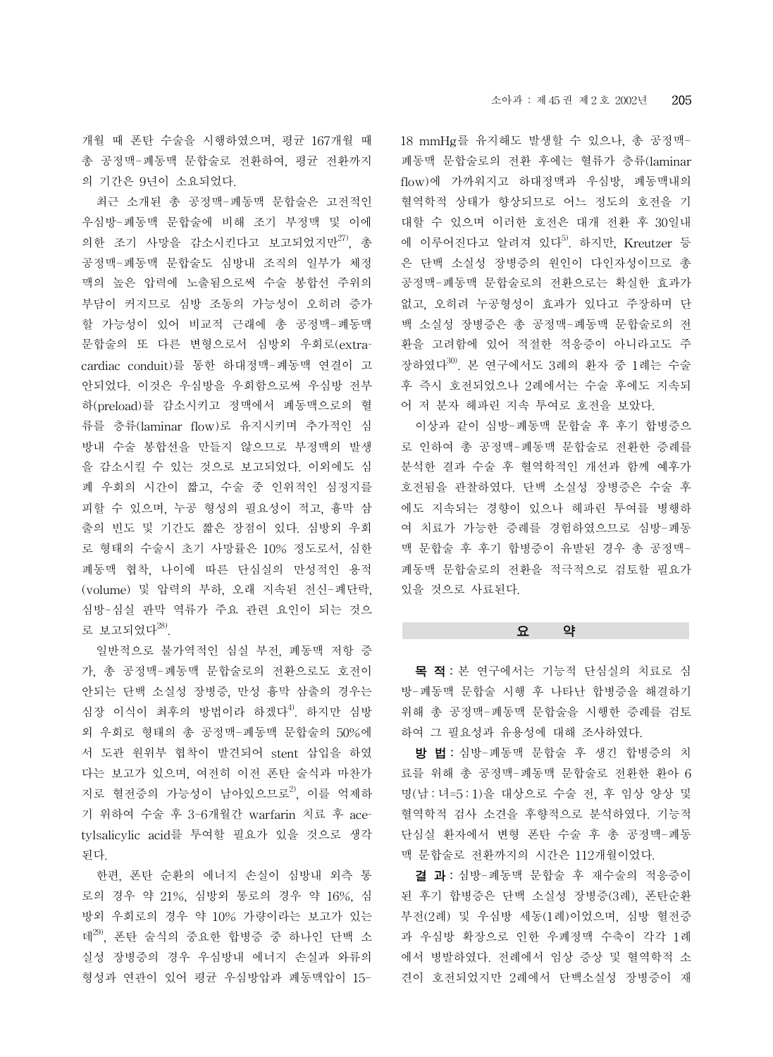개월 때 폰탄 수술을 시행하였으며, 평균 167개월 때 총 공정맥-폐동맥 문합술로 전환하여, 평균 전환까지의 기간은 9년이 소요되었다.

최근 소개된 총 공정맥-폐동맥 문합술은 고전적인 우심방-폐동맥 문합술에 비해 조기 부정맥 및 이에 의한 조기 사망을 감소시킨다고 보고되었지만[27], 총 공정맥-폐동맥 문합술도 심방내 조직의 일부가 체정맥의 높은 압력에 노출됨으로써 수술 봉합선 주위의 부담이 커지므로 심방 조동의 가능성이 오히려 증가할 가능성이 있어 비교적 근래에 총 공정맥-폐동맥 문합술의 또 다른 변형으로서 심방외 우회로(extracardiac conduit)를 통한 하대정맥-폐동맥 연결이 고안되었다. 이것은 우심방을 우회함으로써 우심방 전부하(preload)를 감소시키고 정맥에서 폐동맥으로의 혈류를 층류(laminar flow)로 유지시키며 추가적인 심방내 수술 봉합선을 만들지 않으므로 부정맥의 발생을 감소시킬 수 있는 것으로 보고되었다. 이외에도 심폐 우회의 시간이 짧고, 수술 중 인위적인 심정지를 피할 수 있으며, 누공 형성의 필요성이 적고, 흉막 삼출의 빈도 및 기간도 짧은 장점이 있다. 심방외 우회로 형태의 수술시 초기 사망률은 10% 정도로서, 심한 폐동맥 협착, 나이에 따른 단심실의 만성적인 용적(volume) 및 압력의 부하, 오래 지속된 전신-폐단락, 심방-심실 판막 역류가 주요 관련 요인이 되는 것으로 보고되었다[28].

일반적으로 불가역적인 심실 부전, 폐동맥 저항 증가, 총 공정맥-폐동맥 문합술로의 전환으로도 호전이 안되는 단백 소실성 장병증, 만성 흉막 삼출의 경우는 심장 이식이 최후의 방법이라 하겠다[4]. 하지만 심방외 우회로 형태의 총 공정맥-폐동맥 문합술의 50%에서 도관 원위부 협착이 발견되어 stent 삽입을 하였다는 보고가 있으며, 여전히 이전 폰탄 술식과 마찬가지로 혈전증의 가능성이 남아있으므로[2], 이를 억제하기 위하여 수술 후 3-6개월간 warfarin 치료 후 acetylsalicylic acid를 투여할 필요가 있을 것으로 생각된다.

한편, 폰탄 순환의 에너지 손실이 심방내 외측 통로의 경우 약 21%, 심방외 통로의 경우 약 16%, 심방외 우회로의 경우 약 10% 가량이라는 보고가 있는데[29], 폰탄 술식의 중요한 합병증 중 하나인 단백 소실성 장병증의 경우 우심방내 에너지 손실과 와류의 형성과 연관이 있어 평균 우심방압과 폐동맥압이 15-18 mmHg를 유지해도 발생할 수 있으나, 총 공정맥-폐동맥 문합술로의 전환 후에는 혈류가 층류(laminar flow)에 가까워지고 하대정맥과 우심방, 폐동맥내의 혈역학적 상태가 향상되므로 어느 정도의 호전을 기대할 수 있으며 이러한 호전은 대개 전환 후 30일내에 이루어진다고 알려져 있다[5]. 하지만, Kreutzer 등은 단백 소실성 장병증의 원인이 다인자성이므로 총 공정맥-폐동맥 문합술로의 전환으로는 확실한 효과가 없고, 오히려 누공형성이 효과가 있다고 주장하며 단백 소실성 장병증은 총 공정맥-폐동맥 문합술로의 전환을 고려함에 있어 적절한 적응증이 아니라고도 주장하였다[30]. 본 연구에서도 3례의 환자 중 1례는 수술 후 즉시 호전되었으나 2례에서는 수술 후에도 지속되어 저 분자 헤파린 지속 투여로 호전을 보았다.

이상과 같이 심방-폐동맥 문합술 후 후기 합병증으로 인하여 총 공정맥-폐동맥 문합술로 전환한 증례를 분석한 결과 수술 후 혈역학적인 개선과 함께 예후가 호전됨을 관찰하였다. 단백 소실성 장병증은 수술 후에도 지속되는 경향이 있으나 헤파린 투여를 병행하여 치료가 가능한 증례를 경험하였으므로 심방-폐동맥 문합술 후 후기 합병증이 유발된 경우 총 공정맥-폐동맥 문합술로의 전환을 적극적으로 검토할 필요가 있을 것으로 사료된다.

## 요 약

**목 적** : 본 연구에서는 기능적 단심실의 치료로 심방-폐동맥 문합술 시행 후 나타난 합병증을 해결하기 위해 총 공정맥-폐동맥 문합술을 시행한 증례를 검토하여 그 필요성과 유용성에 대해 조사하였다.

**방 법** : 심방-폐동맥 문합술 후 생긴 합병증의 치료를 위해 총 공정맥-폐동맥 문합술로 전환한 환아 6명(남 : 녀=5 : 1)을 대상으로 수술 전, 후 임상 양상 및 혈역학적 검사 소견을 후향적으로 분석하였다. 기능적 단심실 환자에서 변형 폰탄 수술 후 총 공정맥-폐동맥 문합술로 전환까지의 시간은 112개월이었다.

**결 과** : 심방-폐동맥 문합술 후 재수술의 적응증이 된 후기 합병증은 단백 소실성 장병증(3례), 폰탄순환 부전(2례) 및 우심방 세동(1례)이었으며, 심방 혈전증과 우심방 확장으로 인한 우폐정맥 수축이 각각 1례에서 병발하였다. 전례에서 임상 증상 및 혈역학적 소견이 호전되었지만 2례에서 단백소실성 장병증이 재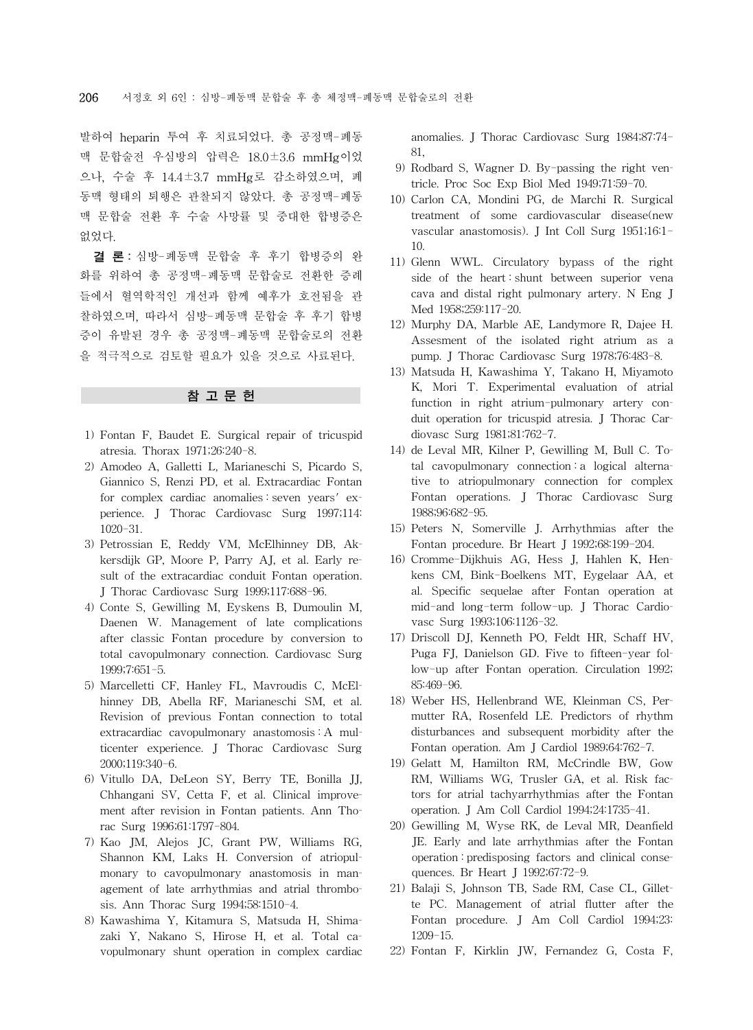발하여 heparin 투여 후 치료되었다. 총 공정맥-폐동맥 문합술전 우심방의 압력은 18.0±3.6 mmHg이었으나, 수술 후 14.4±3.7 mmHg로 감소하였으며, 폐동맥 형태의 퇴행은 관찰되지 않았다. 총 공정맥-폐동맥 문합술 전환 후 수술 사망률 및 중대한 합병증은 없었다.

**결 론:** 심방-폐동맥 문합술 후 후기 합병증의 완화를 위하여 총 공정맥-폐동맥 문합술로 전환한 증례들에서 혈역학적인 개선과 함께 예후가 호전됨을 관찰하였으며, 따라서 심방-폐동맥 문합술 후 후기 합병증이 유발된 경우 총 공정맥-폐동맥 문합술로의 전환을 적극적으로 검토할 필요가 있을 것으로 사료된다.

## 참 고 문 헌

1) Fontan F, Baudet E. Surgical repair of tricuspid atresia. Thorax 1971;26:240-8.
2) Amodeo A, Galletti L, Marianeschi S, Picardo S, Giannico S, Renzi PD, et al. Extracardiac Fontan for complex cardiac anomalies : seven years′ experience. J Thorac Cardiovasc Surg 1997;114:1020-31.
3) Petrossian E, Reddy VM, McElhinney DB, Akkersdijk GP, Moore P, Parry AJ, et al. Early result of the extracardiac conduit Fontan operation. J Thorac Cardiovasc Surg 1999;117:688-96.
4) Conte S, Gewilling M, Eyskens B, Dumoulin M, Daenen W. Management of late complications after classic Fontan procedure by conversion to total cavopulmonary connection. Cardiovasc Surg 1999;7:651-5.
5) Marcelletti CF, Hanley FL, Mavroudis C, McElhinney DB, Abella RF, Marianeschi SM, et al. Revision of previous Fontan connection to total extracardiac cavopulmonary anastomosis : A multicenter experience. J Thorac Cardiovasc Surg 2000;119:340-6.
6) Vitullo DA, DeLeon SY, Berry TE, Bonilla JJ, Chhangani SV, Cetta F, et al. Clinical improvement after revision in Fontan patients. Ann Thorac Surg 1996;61:1797-804.
7) Kao JM, Alejos JC, Grant PW, Williams RG, Shannon KM, Laks H. Conversion of atriopulmonary to cavopulmonary anastomosis in management of late arrhythmias and atrial thrombosis. Ann Thorac Surg 1994;58:1510-4.
8) Kawashima Y, Kitamura S, Matsuda H, Shimazaki Y, Nakano S, Hirose H, et al. Total cavopulmonary shunt operation in complex cardiac anomalies. J Thorac Cardiovasc Surg 1984;87:74-81,
9) Rodbard S, Wagner D. By-passing the right ventricle. Proc Soc Exp Biol Med 1949;71:59-70.
10) Carlon CA, Mondini PG, de Marchi R. Surgical treatment of some cardiovascular disease(new vascular anastomosis). J Int Coll Surg 1951;16:1-10.
11) Glenn WWL. Circulatory bypass of the right side of the heart : shunt between superior vena cava and distal right pulmonary artery. N Eng J Med 1958;259:117-20.
12) Murphy DA, Marble AE, Landymore R, Dajee H. Assesment of the isolated right atrium as a pump. J Thorac Cardiovasc Surg 1978;76:483-8.
13) Matsuda H, Kawashima Y, Takano H, Miyamoto K, Mori T. Experimental evaluation of atrial function in right atrium-pulmonary artery conduit operation for tricuspid atresia. J Thorac Cardiovasc Surg 1981;81:762-7.
14) de Leval MR, Kilner P, Gewilling M, Bull C. Total cavopulmonary connection : a logical alternative to atriopulmonary connection for complex Fontan operations. J Thorac Cardiovasc Surg 1988;96:682-95.
15) Peters N, Somerville J. Arrhythmias after the Fontan procedure. Br Heart J 1992;68:199-204.
16) Cromme-Dijkhuis AG, Hess J, Hahlen K, Henkens CM, Bink-Boelkens MT, Eygelaar AA, et al. Specific sequelae after Fontan operation at mid-and long-term follow-up. J Thorac Cardiovasc Surg 1993;106:1126-32.
17) Driscoll DJ, Kenneth PO, Feldt HR, Schaff HV, Puga FJ, Danielson GD. Five to fifteen-year follow-up after Fontan operation. Circulation 1992;85:469-96.
18) Weber HS, Hellenbrand WE, Kleinman CS, Permutter RA, Rosenfeld LE. Predictors of rhythm disturbances and subsequent morbidity after the Fontan operation. Am J Cardiol 1989;64:762-7.
19) Gelatt M, Hamilton RM, McCrindle BW, Gow RM, Williams WG, Trusler GA, et al. Risk factors for atrial tachyarrhythmias after the Fontan operation. J Am Coll Cardiol 1994;24:1735-41.
20) Gewilling M, Wyse RK, de Leval MR, Deanfield JE. Early and late arrhythmias after the Fontan operation : predisposing factors and clinical consequences. Br Heart J 1992;67:72-9.
21) Balaji S, Johnson TB, Sade RM, Case CL, Gillette PC. Management of atrial flutter after the Fontan procedure. J Am Coll Cardiol 1994;23:1209-15.
22) Fontan F, Kirklin JW, Fernandez G, Costa F,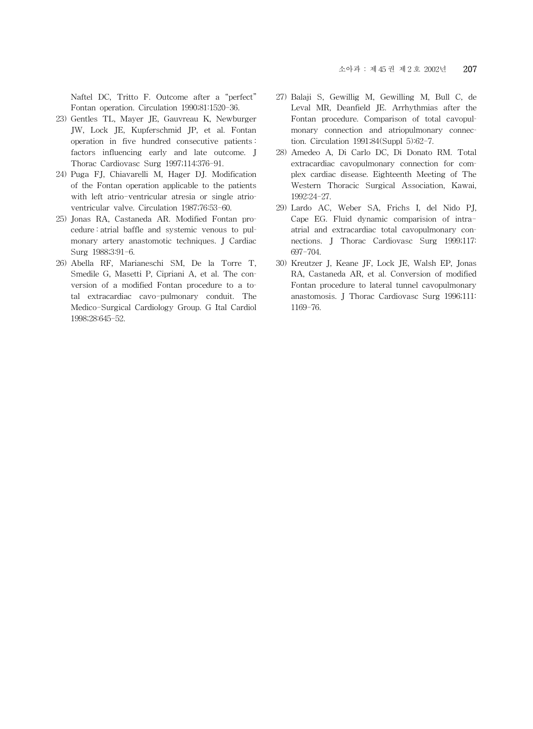Naftel DC, Tritto F. Outcome after a "perfect" Fontan operation. Circulation 1990;81:1520-36.

23) Gentles TL, Mayer JE, Gauvreau K, Newburger JW, Lock JE, Kupferschmid JP, et al. Fontan operation in five hundred consecutive patients : factors influencing early and late outcome. J Thorac Cardiovasc Surg 1997;114:376-91.
24) Puga FJ, Chiavarelli M, Hager DJ. Modification of the Fontan operation applicable to the patients with left atrio-ventricular atresia or single atrio-ventricular valve. Circulation 1987;76:53-60.
25) Jonas RA, Castaneda AR. Modified Fontan procedure : atrial baffle and systemic venous to pulmonary artery anastomotic techniques. J Cardiac Surg 1988;3:91-6.
26) Abella RF, Marianeschi SM, De la Torre T, Smedile G, Masetti P, Cipriani A, et al. The conversion of a modified Fontan procedure to a total extracardiac cavo-pulmonary conduit. The Medico-Surgical Cardiology Group. G Ital Cardiol 1998;28:645-52.
27) Balaji S, Gewillig M, Gewilling M, Bull C, de Leval MR, Deanfield JE. Arrhythmias after the Fontan procedure. Comparison of total cavopulmonary connection and atriopulmonary connection. Circulation 1991;84(Suppl 5):62-7.
28) Amedeo A, Di Carlo DC, Di Donato RM. Total extracardiac cavopulmonary connection for complex cardiac disease. Eighteenth Meeting of The Western Thoracic Surgical Association, Kawai, 1992:24-27.
29) Lardo AC, Weber SA, Frichs I, del Nido PJ, Cape EG. Fluid dynamic comparision of intra-atrial and extracardiac total cavopulmonary connections. J Thorac Cardiovasc Surg 1999;117:697-704.
30) Kreutzer J, Keane JF, Lock JE, Walsh EP, Jonas RA, Castaneda AR, et al. Conversion of modified Fontan procedure to lateral tunnel cavopulmonary anastomosis. J Thorac Cardiovasc Surg 1996;111:1169-76.